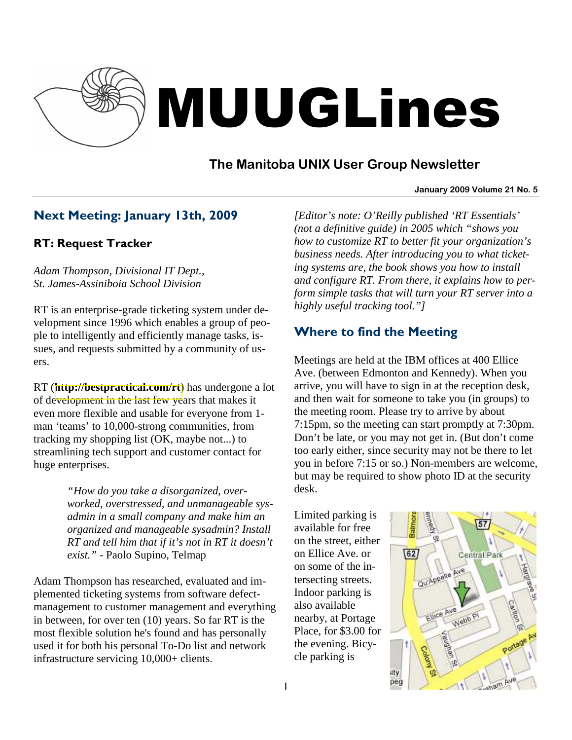# MUUGLines

## The Manitoba UNIX User Group Newsletter

**January 2009 Volume 21 No. 5**

## Next Meeting: January 13th, 2009

### RT: Request Tracker

*Adam Thompson, Divisional IT Dept., St. James-Assiniboia School Division*

RT is an enterprise-grade ticketing system under development since 1996 which enables a group of people to intelligently and efficiently manage tasks, issues, and requests submitted by a community of users.

RT (**http://bestpractical.com/rt**) has undergone a lot of development in the last few years that makes it even more flexible and usable for everyone from 1-man 'teams' to 10,000-strong communities, from tracking my shopping list (OK, maybe not...) to streamlining tech support and customer contact for huge enterprises.

> *"How do you take a disorganized, overworked, overstressed, and unmanageable sysadmin in a small company and make him an organized and manageable sysadmin? Install RT and tell him that if it's not in RT it doesn't exist."* - Paolo Supino, Telmap

Adam Thompson has researched, evaluated and implemented ticketing systems from software defect-management to customer management and everything in between, for over ten (10) years. So far RT is the most flexible solution he's found and has personally used it for both his personal To-Do list and network infrastructure servicing 10,000+ clients.

*[Editor's note: O'Reilly published 'RT Essentials' (not a definitive guide) in 2005 which "shows you how to customize RT to better fit your organization's business needs. After introducing you to what ticketing systems are, the book shows you how to install and configure RT. From there, it explains how to perform simple tasks that will turn your RT server into a highly useful tracking tool."]*

## Where to find the Meeting

Meetings are held at the IBM offices at 400 Ellice Ave. (between Edmonton and Kennedy). When you arrive, you will have to sign in at the reception desk, and then wait for someone to take you (in groups) to the meeting room. Please try to arrive by about 7:15pm, so the meeting can start promptly at 7:30pm. Don't be late, or you may not get in. (But don't come too early either, since security may not be there to let you in before 7:15 or so.) Non-members are welcome, but may be required to show photo ID at the security desk.

Limited parking is available for free on the street, either on Ellice Ave. or on some of the intersecting streets. Indoor parking is also available nearby, at Portage Place, for $3.00 for the evening. Bicycle parking is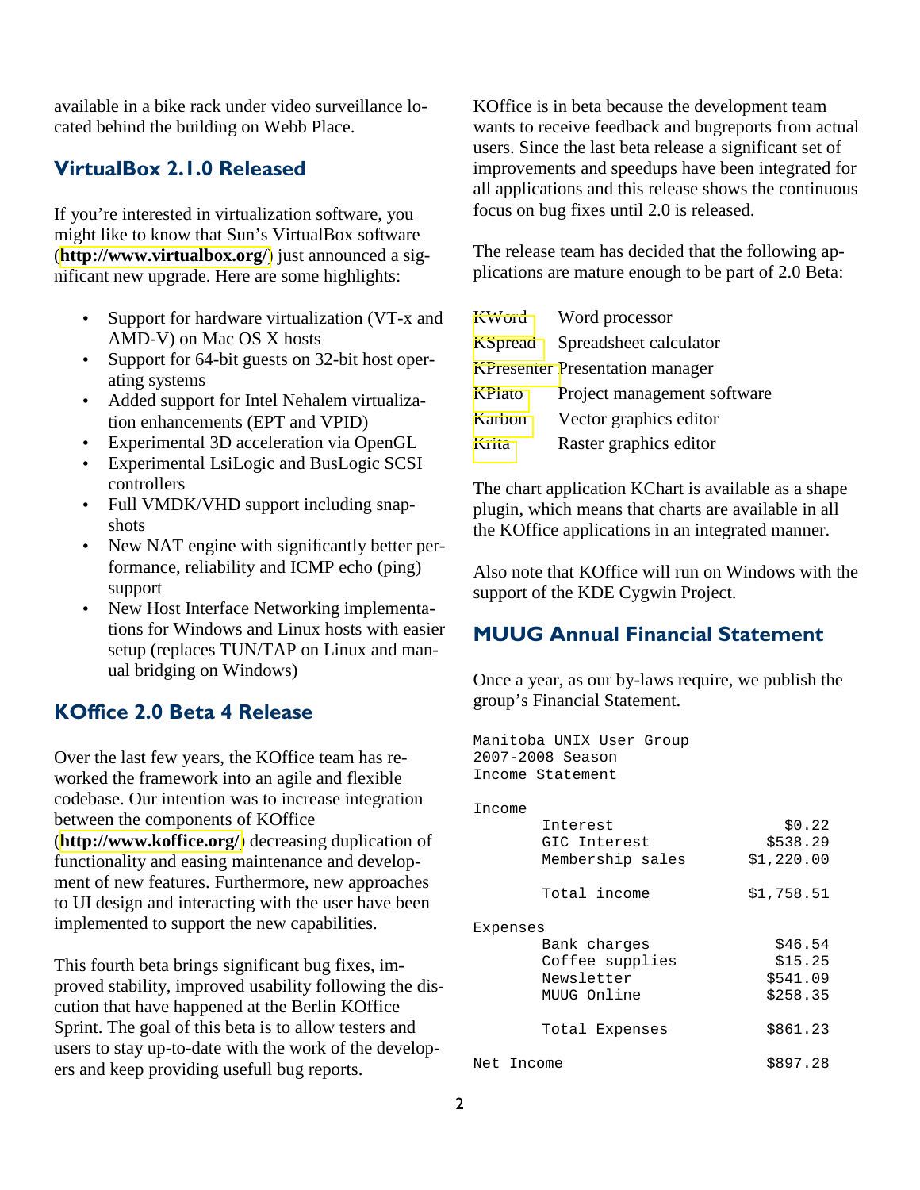available in a bike rack under video surveillance located behind the building on Webb Place.

## VirtualBox 2.1.0 Released

If you're interested in virtualization software, you might like to know that Sun's VirtualBox software (**http://www.virtualbox.org/**) just announced a significant new upgrade. Here are some highlights:

- Support for hardware virtualization (VT-x and AMD-V) on Mac OS X hosts
- Support for 64-bit guests on 32-bit host operating systems
- Added support for Intel Nehalem virtualization enhancements (EPT and VPID)
- Experimental 3D acceleration via OpenGL
- Experimental LsiLogic and BusLogic SCSI controllers
- Full VMDK/VHD support including snapshots
- New NAT engine with significantly better performance, reliability and ICMP echo (ping) support
- New Host Interface Networking implementations for Windows and Linux hosts with easier setup (replaces TUN/TAP on Linux and manual bridging on Windows)

## KOffice 2.0 Beta 4 Release

Over the last few years, the KOffice team has reworked the framework into an agile and flexible codebase. Our intention was to increase integration between the components of KOffice (**http://www.koffice.org/**) decreasing duplication of functionality and easing maintenance and development of new features. Furthermore, new approaches to UI design and interacting with the user have been implemented to support the new capabilities.

This fourth beta brings significant bug fixes, improved stability, improved usability following the discution that have happened at the Berlin KOffice Sprint. The goal of this beta is to allow testers and users to stay up-to-date with the work of the developers and keep providing usefull bug reports.

KOffice is in beta because the development team wants to receive feedback and bugreports from actual users. Since the last beta release a significant set of improvements and speedups have been integrated for all applications and this release shows the continuous focus on bug fixes until 2.0 is released.

The release team has decided that the following applications are mature enough to be part of 2.0 Beta:

| | |
|---|---|
| KWord | Word processor |
| KSpread | Spreadsheet calculator |
| KPresenter | Presentation manager |
| KPlato | Project management software |
| Karbon | Vector graphics editor |
| Krita | Raster graphics editor |

The chart application KChart is available as a shape plugin, which means that charts are available in all the KOffice applications in an integrated manner.

Also note that KOffice will run on Windows with the support of the KDE Cygwin Project.

## MUUG Annual Financial Statement

Once a year, as our by-laws require, we publish the group's Financial Statement.

```
Manitoba UNIX User Group
2007-2008 Season
Income Statement

Income
        Interest                      $0.22
        GIC Interest                $538.29
        Membership sales          $1,220.00

        Total income              $1,758.51

Expenses
        Bank charges                 $46.54
        Coffee supplies              $15.25
        Newsletter                  $541.09
        MUUG Online                 $258.35

        Total Expenses              $861.23

Net Income                          $897.28
```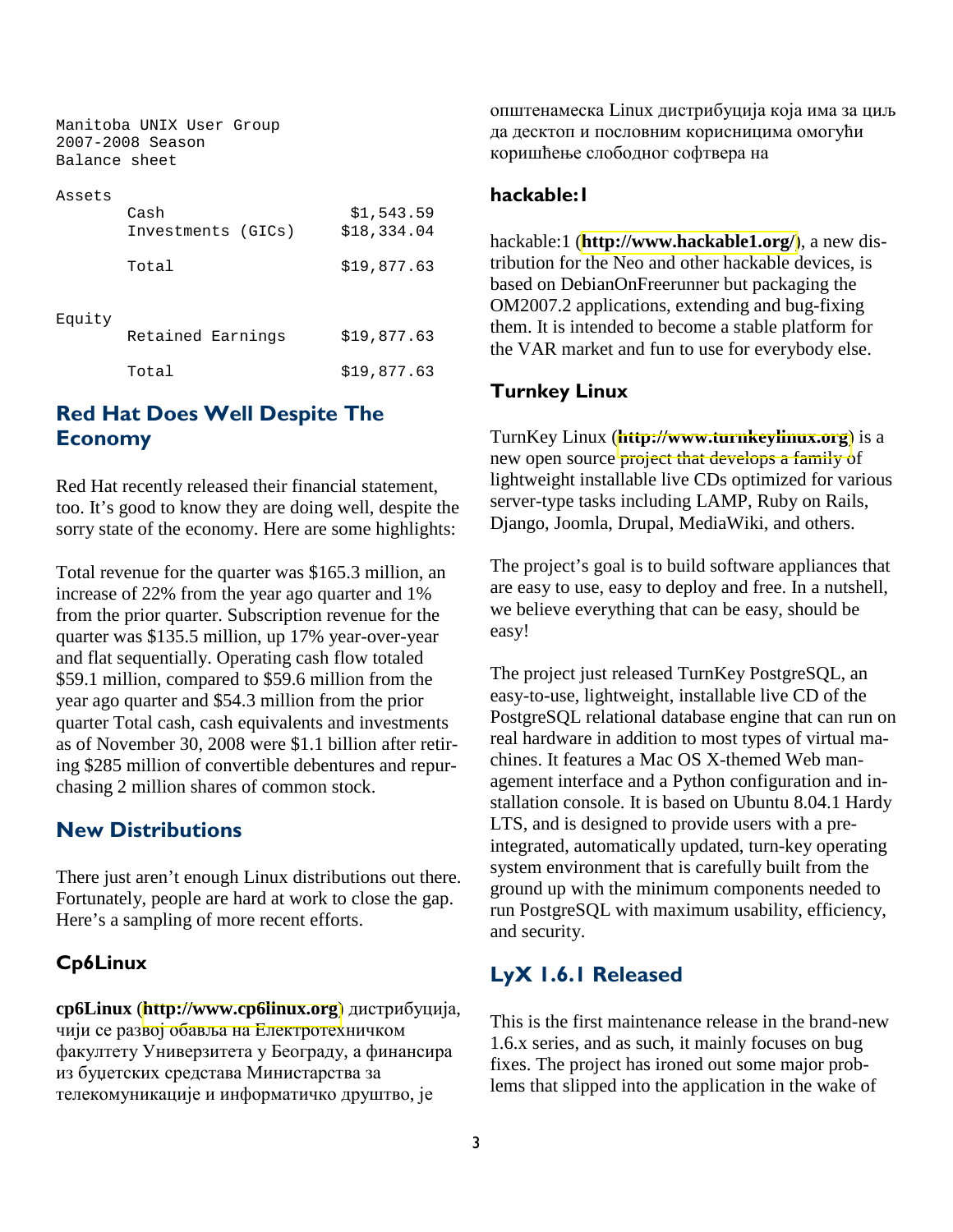```
Manitoba UNIX User Group
2007-2008 Season
Balance sheet

Assets
        Cash                        $1,543.59
        Investments (GICs)         $18,334.04

        Total                      $19,877.63


Equity
        Retained Earnings          $19,877.63

        Total                      $19,877.63
```

## Red Hat Does Well Despite The Economy

Red Hat recently released their financial statement, too. It's good to know they are doing well, despite the sorry state of the economy. Here are some highlights:

Total revenue for the quarter was $165.3 million, an increase of 22% from the year ago quarter and 1% from the prior quarter. Subscription revenue for the quarter was $135.5 million, up 17% year-over-year and flat sequentially. Operating cash flow totaled $59.1 million, compared to $59.6 million from the year ago quarter and $54.3 million from the prior quarter Total cash, cash equivalents and investments as of November 30, 2008 were $1.1 billion after retiring $285 million of convertible debentures and repurchasing 2 million shares of common stock.

## New Distributions

There just aren't enough Linux distributions out there. Fortunately, people are hard at work to close the gap. Here's a sampling of more recent efforts.

### Cp6Linux

**cp6Linux** (**http://www.cp6linux.org**) дистрибуција, чији се развој обавља на Електротехничком факултету Универзитета у Београду, а финансира из буџетских средстава Министарства за телекомуникације и информатичко друштво, је општенамеска Linux дистрибуција која има за циљ да десктоп и пословним корисницима омогући коришћење слободног софтвера на

### hackable:1

hackable:1 (**http://www.hackable1.org/**), a new distribution for the Neo and other hackable devices, is based on DebianOnFreerunner but packaging the OM2007.2 applications, extending and bug-fixing them. It is intended to become a stable platform for the VAR market and fun to use for everybody else.

### Turnkey Linux

TurnKey Linux (**http://www.turnkeylinux.org**) is a new open source project that develops a family of lightweight installable live CDs optimized for various server-type tasks including LAMP, Ruby on Rails, Django, Joomla, Drupal, MediaWiki, and others.

The project's goal is to build software appliances that are easy to use, easy to deploy and free. In a nutshell, we believe everything that can be easy, should be easy!

The project just released TurnKey PostgreSQL, an easy-to-use, lightweight, installable live CD of the PostgreSQL relational database engine that can run on real hardware in addition to most types of virtual machines. It features a Mac OS X-themed Web management interface and a Python configuration and installation console. It is based on Ubuntu 8.04.1 Hardy LTS, and is designed to provide users with a pre-integrated, automatically updated, turn-key operating system environment that is carefully built from the ground up with the minimum components needed to run PostgreSQL with maximum usability, efficiency, and security.

## LyX 1.6.1 Released

This is the first maintenance release in the brand-new 1.6.x series, and as such, it mainly focuses on bug fixes. The project has ironed out some major problems that slipped into the application in the wake of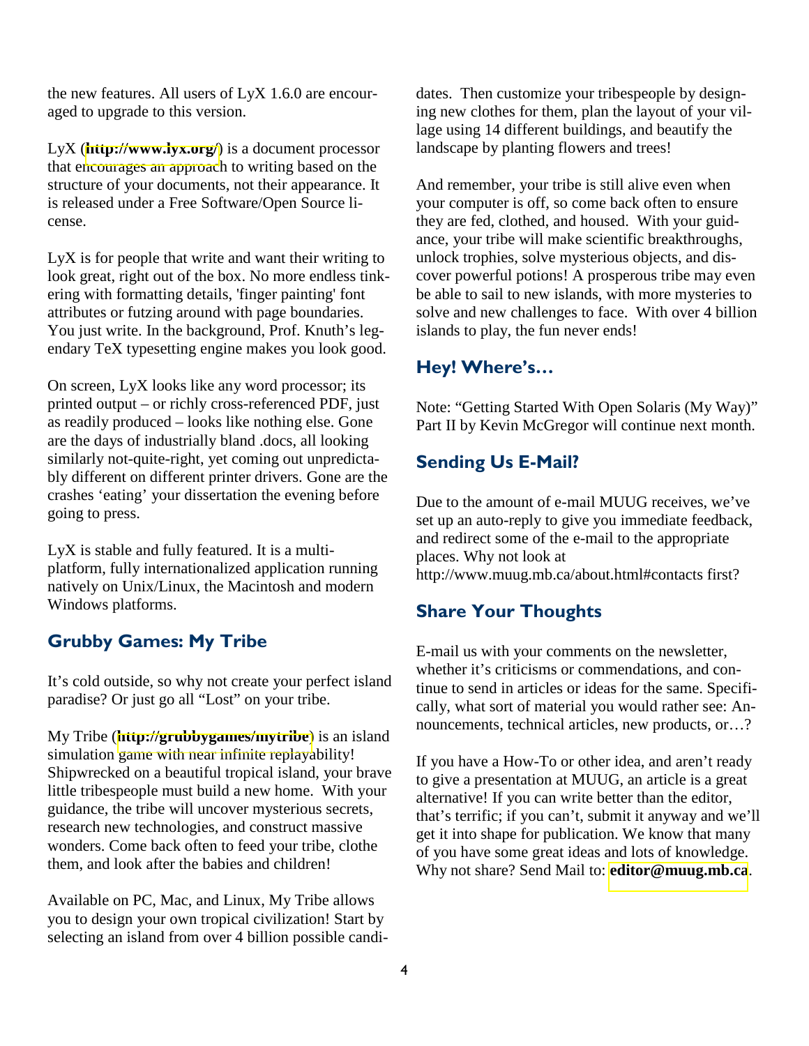the new features. All users of LyX 1.6.0 are encouraged to upgrade to this version.

LyX (**http://www.lyx.org/**) is a document processor that encourages an approach to writing based on the structure of your documents, not their appearance. It is released under a Free Software/Open Source license.

LyX is for people that write and want their writing to look great, right out of the box. No more endless tinkering with formatting details, 'finger painting' font attributes or futzing around with page boundaries. You just write. In the background, Prof. Knuth's legendary TeX typesetting engine makes you look good.

On screen, LyX looks like any word processor; its printed output – or richly cross-referenced PDF, just as readily produced – looks like nothing else. Gone are the days of industrially bland .docs, all looking similarly not-quite-right, yet coming out unpredictably different on different printer drivers. Gone are the crashes 'eating' your dissertation the evening before going to press.

LyX is stable and fully featured. It is a multi-platform, fully internationalized application running natively on Unix/Linux, the Macintosh and modern Windows platforms.

## Grubby Games: My Tribe

It's cold outside, so why not create your perfect island paradise? Or just go all "Lost" on your tribe.

My Tribe (**http://grubbygames/mytribe**) is an island simulation game with near infinite replayability! Shipwrecked on a beautiful tropical island, your brave little tribespeople must build a new home. With your guidance, the tribe will uncover mysterious secrets, research new technologies, and construct massive wonders. Come back often to feed your tribe, clothe them, and look after the babies and children!

Available on PC, Mac, and Linux, My Tribe allows you to design your own tropical civilization! Start by selecting an island from over 4 billion possible candidates. Then customize your tribespeople by designing new clothes for them, plan the layout of your village using 14 different buildings, and beautify the landscape by planting flowers and trees!

And remember, your tribe is still alive even when your computer is off, so come back often to ensure they are fed, clothed, and housed. With your guidance, your tribe will make scientific breakthroughs, unlock trophies, solve mysterious objects, and discover powerful potions! A prosperous tribe may even be able to sail to new islands, with more mysteries to solve and new challenges to face. With over 4 billion islands to play, the fun never ends!

## Hey! Where's…

Note: "Getting Started With Open Solaris (My Way)" Part II by Kevin McGregor will continue next month.

## Sending Us E-Mail?

Due to the amount of e-mail MUUG receives, we've set up an auto-reply to give you immediate feedback, and redirect some of the e-mail to the appropriate places. Why not look at http://www.muug.mb.ca/about.html#contacts first?

## Share Your Thoughts

E-mail us with your comments on the newsletter, whether it's criticisms or commendations, and continue to send in articles or ideas for the same. Specifically, what sort of material you would rather see: Announcements, technical articles, new products, or…?

If you have a How-To or other idea, and aren't ready to give a presentation at MUUG, an article is a great alternative! If you can write better than the editor, that's terrific; if you can't, submit it anyway and we'll get it into shape for publication. We know that many of you have some great ideas and lots of knowledge. Why not share? Send Mail to: **editor@muug.mb.ca**.